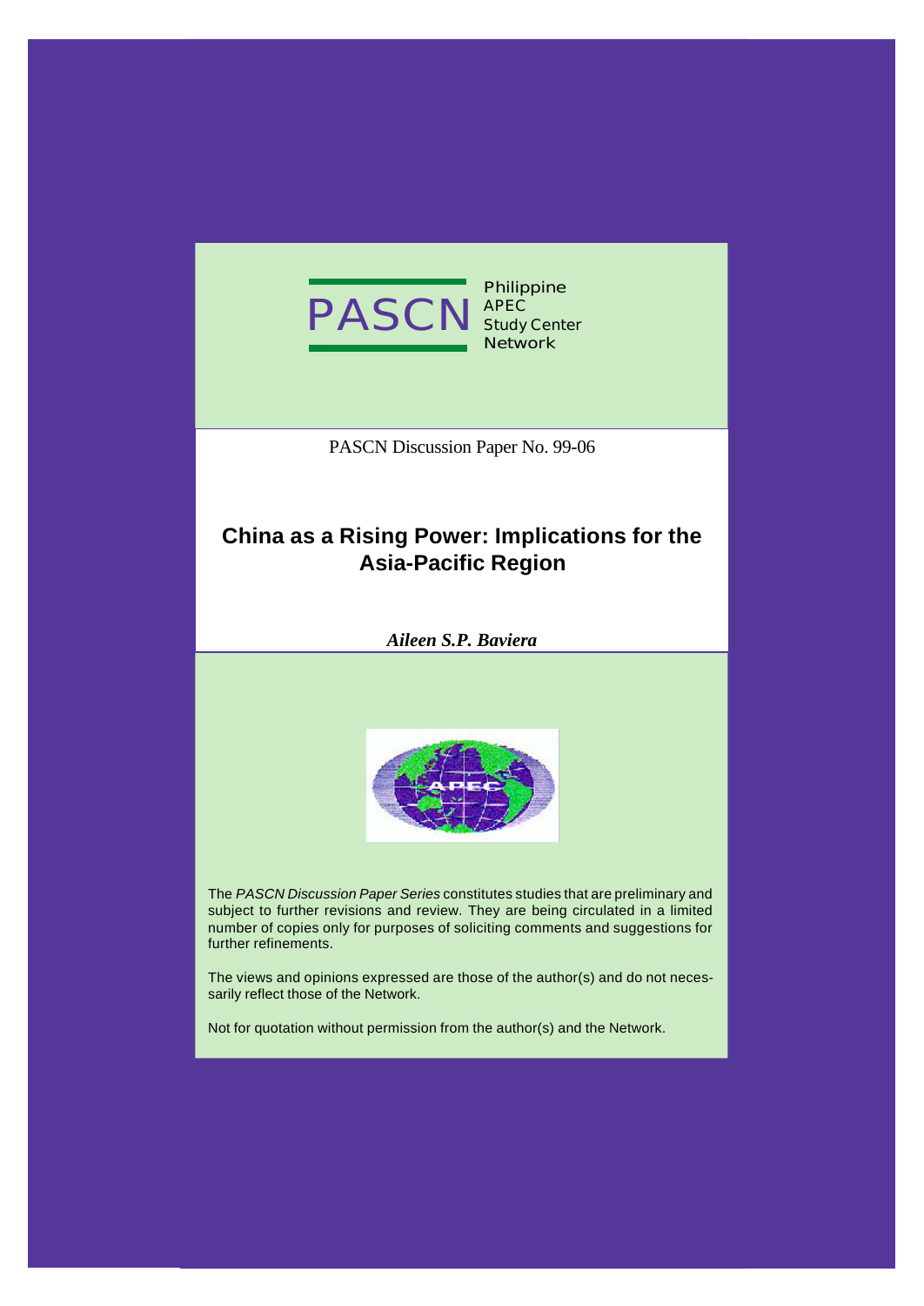PASCN Philippine APEC Study Center Network

PASCN Discussion Paper No. 99-06

# China as a Rising Power: Implications for the Asia-Pacific Region

***Aileen S.P. Baviera***

The *PASCN Discussion Paper Series* constitutes studies that are preliminary and subject to further revisions and review. They are being circulated in a limited number of copies only for purposes of soliciting comments and suggestions for further refinements.

The views and opinions expressed are those of the author(s) and do not necessarily reflect those of the Network.

Not for quotation without permission from the author(s) and the Network.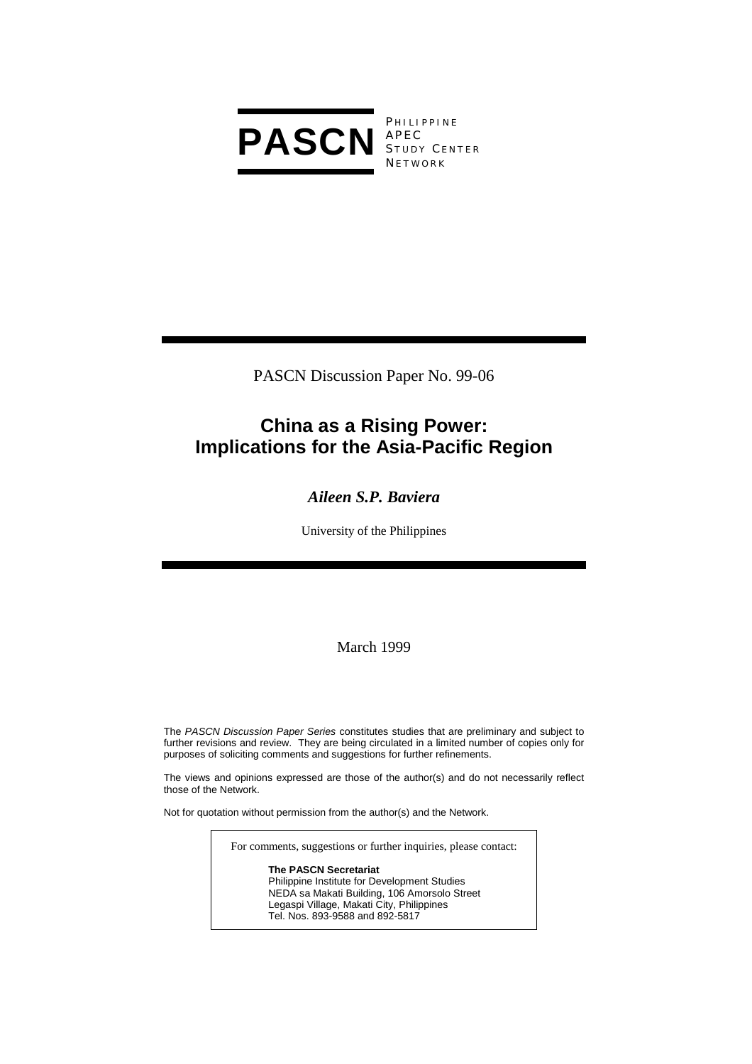**PASCN** PHILIPPINE APEC STUDY CENTER NETWORK

PASCN Discussion Paper No. 99-06

# China as a Rising Power: Implications for the Asia-Pacific Region

***Aileen S.P. Baviera***

University of the Philippines

March 1999

The *PASCN Discussion Paper Series* constitutes studies that are preliminary and subject to further revisions and review. They are being circulated in a limited number of copies only for purposes of soliciting comments and suggestions for further refinements.

The views and opinions expressed are those of the author(s) and do not necessarily reflect those of the Network.

Not for quotation without permission from the author(s) and the Network.

For comments, suggestions or further inquiries, please contact:

**The PASCN Secretariat**
Philippine Institute for Development Studies
NEDA sa Makati Building, 106 Amorsolo Street
Legaspi Village, Makati City, Philippines
Tel. Nos. 893-9588 and 892-5817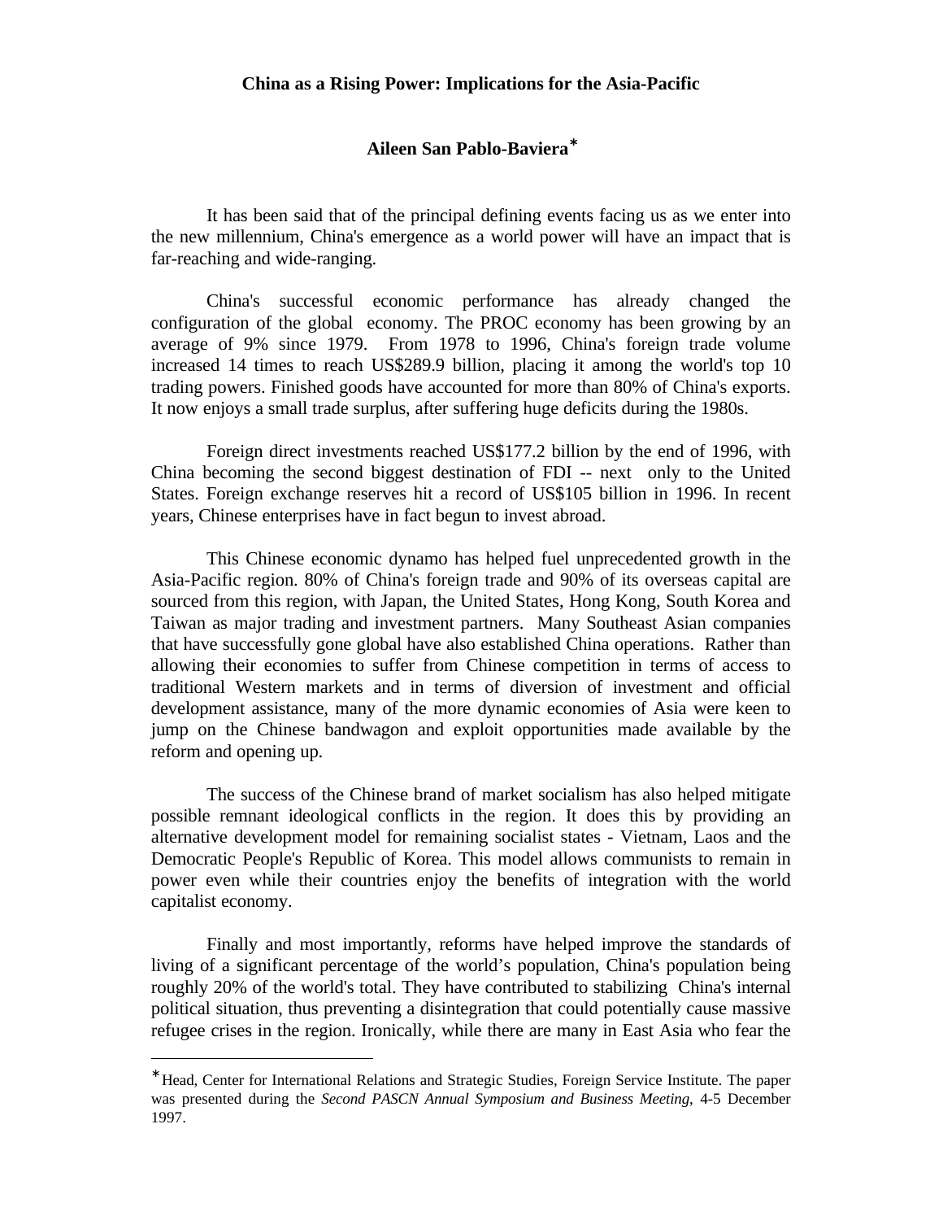**China as a Rising Power: Implications for the Asia-Pacific**

**Aileen San Pablo-Baviera***

It has been said that of the principal defining events facing us as we enter into the new millennium, China's emergence as a world power will have an impact that is far-reaching and wide-ranging.

China's successful economic performance has already changed the configuration of the global economy. The PROC economy has been growing by an average of 9% since 1979. From 1978 to 1996, China's foreign trade volume increased 14 times to reach US$289.9 billion, placing it among the world's top 10 trading powers. Finished goods have accounted for more than 80% of China's exports. It now enjoys a small trade surplus, after suffering huge deficits during the 1980s.

Foreign direct investments reached US$177.2 billion by the end of 1996, with China becoming the second biggest destination of FDI -- next only to the United States. Foreign exchange reserves hit a record of US$105 billion in 1996. In recent years, Chinese enterprises have in fact begun to invest abroad.

This Chinese economic dynamo has helped fuel unprecedented growth in the Asia-Pacific region. 80% of China's foreign trade and 90% of its overseas capital are sourced from this region, with Japan, the United States, Hong Kong, South Korea and Taiwan as major trading and investment partners. Many Southeast Asian companies that have successfully gone global have also established China operations. Rather than allowing their economies to suffer from Chinese competition in terms of access to traditional Western markets and in terms of diversion of investment and official development assistance, many of the more dynamic economies of Asia were keen to jump on the Chinese bandwagon and exploit opportunities made available by the reform and opening up.

The success of the Chinese brand of market socialism has also helped mitigate possible remnant ideological conflicts in the region. It does this by providing an alternative development model for remaining socialist states - Vietnam, Laos and the Democratic People's Republic of Korea. This model allows communists to remain in power even while their countries enjoy the benefits of integration with the world capitalist economy.

Finally and most importantly, reforms have helped improve the standards of living of a significant percentage of the world's population, China's population being roughly 20% of the world's total. They have contributed to stabilizing China's internal political situation, thus preventing a disintegration that could potentially cause massive refugee crises in the region. Ironically, while there are many in East Asia who fear the

---

* Head, Center for International Relations and Strategic Studies, Foreign Service Institute. The paper was presented during the *Second PASCN Annual Symposium and Business Meeting*, 4-5 December 1997.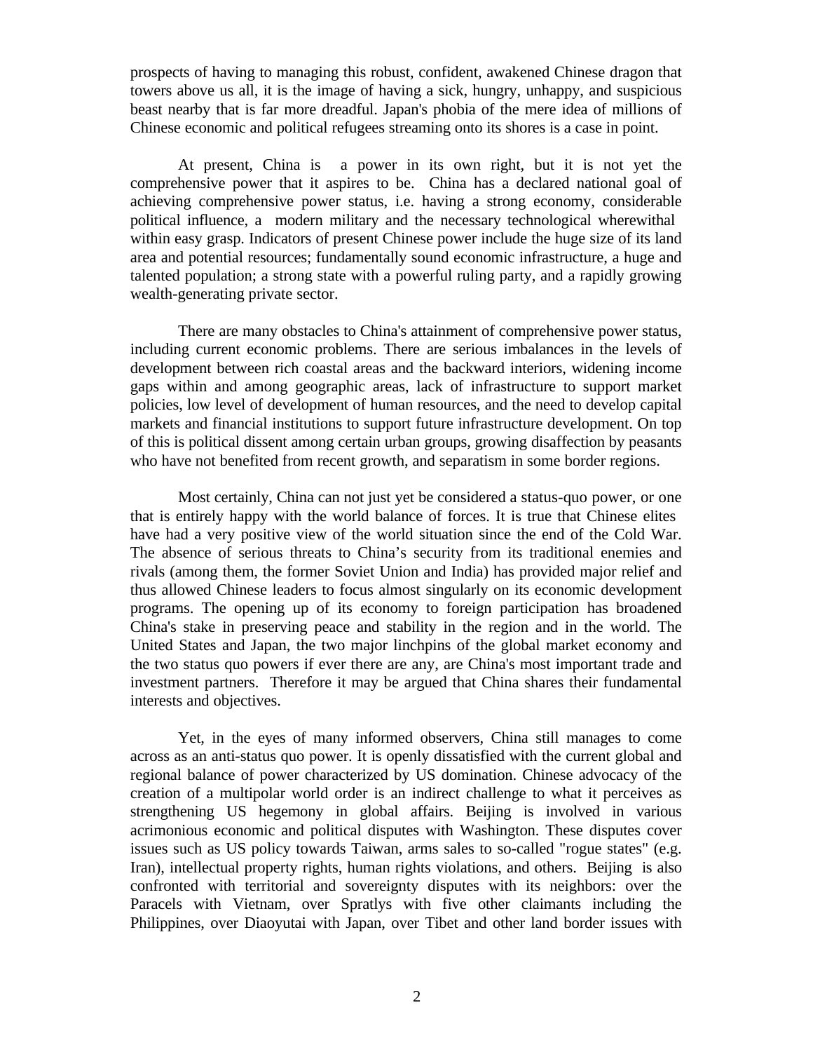prospects of having to managing this robust, confident, awakened Chinese dragon that towers above us all, it is the image of having a sick, hungry, unhappy, and suspicious beast nearby that is far more dreadful. Japan's phobia of the mere idea of millions of Chinese economic and political refugees streaming onto its shores is a case in point.

At present, China is a power in its own right, but it is not yet the comprehensive power that it aspires to be. China has a declared national goal of achieving comprehensive power status, i.e. having a strong economy, considerable political influence, a modern military and the necessary technological wherewithal within easy grasp. Indicators of present Chinese power include the huge size of its land area and potential resources; fundamentally sound economic infrastructure, a huge and talented population; a strong state with a powerful ruling party, and a rapidly growing wealth-generating private sector.

There are many obstacles to China's attainment of comprehensive power status, including current economic problems. There are serious imbalances in the levels of development between rich coastal areas and the backward interiors, widening income gaps within and among geographic areas, lack of infrastructure to support market policies, low level of development of human resources, and the need to develop capital markets and financial institutions to support future infrastructure development. On top of this is political dissent among certain urban groups, growing disaffection by peasants who have not benefited from recent growth, and separatism in some border regions.

Most certainly, China can not just yet be considered a status-quo power, or one that is entirely happy with the world balance of forces. It is true that Chinese elites have had a very positive view of the world situation since the end of the Cold War. The absence of serious threats to China's security from its traditional enemies and rivals (among them, the former Soviet Union and India) has provided major relief and thus allowed Chinese leaders to focus almost singularly on its economic development programs. The opening up of its economy to foreign participation has broadened China's stake in preserving peace and stability in the region and in the world. The United States and Japan, the two major linchpins of the global market economy and the two status quo powers if ever there are any, are China's most important trade and investment partners. Therefore it may be argued that China shares their fundamental interests and objectives.

Yet, in the eyes of many informed observers, China still manages to come across as an anti-status quo power. It is openly dissatisfied with the current global and regional balance of power characterized by US domination. Chinese advocacy of the creation of a multipolar world order is an indirect challenge to what it perceives as strengthening US hegemony in global affairs. Beijing is involved in various acrimonious economic and political disputes with Washington. These disputes cover issues such as US policy towards Taiwan, arms sales to so-called "rogue states" (e.g. Iran), intellectual property rights, human rights violations, and others. Beijing is also confronted with territorial and sovereignty disputes with its neighbors: over the Paracels with Vietnam, over Spratlys with five other claimants including the Philippines, over Diaoyutai with Japan, over Tibet and other land border issues with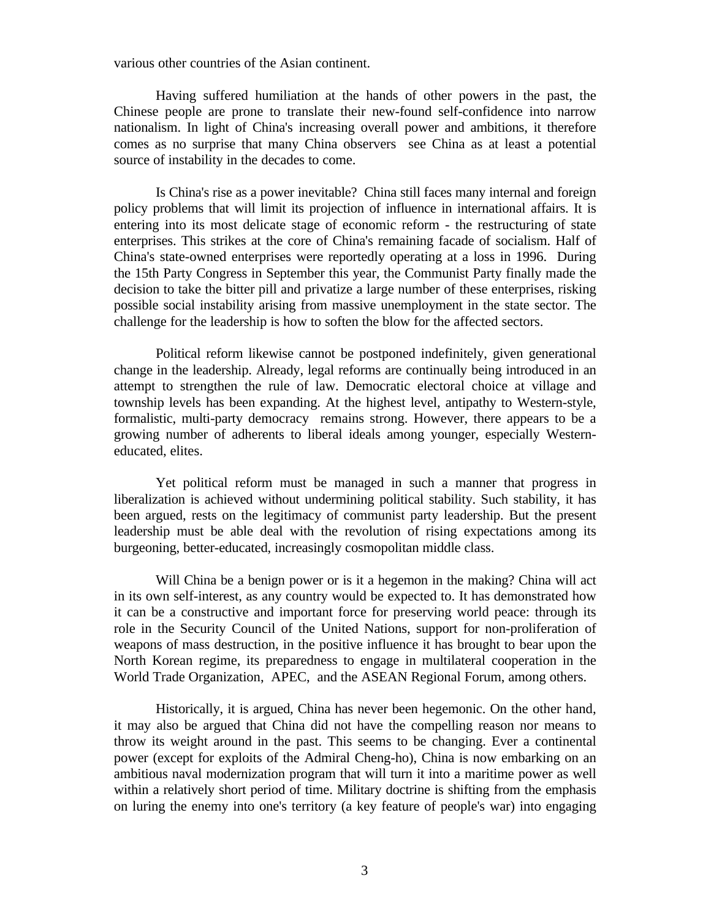various other countries of the Asian continent.

Having suffered humiliation at the hands of other powers in the past, the Chinese people are prone to translate their new-found self-confidence into narrow nationalism. In light of China's increasing overall power and ambitions, it therefore comes as no surprise that many China observers see China as at least a potential source of instability in the decades to come.

Is China's rise as a power inevitable? China still faces many internal and foreign policy problems that will limit its projection of influence in international affairs. It is entering into its most delicate stage of economic reform - the restructuring of state enterprises. This strikes at the core of China's remaining facade of socialism. Half of China's state-owned enterprises were reportedly operating at a loss in 1996. During the 15th Party Congress in September this year, the Communist Party finally made the decision to take the bitter pill and privatize a large number of these enterprises, risking possible social instability arising from massive unemployment in the state sector. The challenge for the leadership is how to soften the blow for the affected sectors.

Political reform likewise cannot be postponed indefinitely, given generational change in the leadership. Already, legal reforms are continually being introduced in an attempt to strengthen the rule of law. Democratic electoral choice at village and township levels has been expanding. At the highest level, antipathy to Western-style, formalistic, multi-party democracy remains strong. However, there appears to be a growing number of adherents to liberal ideals among younger, especially Western-educated, elites.

Yet political reform must be managed in such a manner that progress in liberalization is achieved without undermining political stability. Such stability, it has been argued, rests on the legitimacy of communist party leadership. But the present leadership must be able deal with the revolution of rising expectations among its burgeoning, better-educated, increasingly cosmopolitan middle class.

Will China be a benign power or is it a hegemon in the making? China will act in its own self-interest, as any country would be expected to. It has demonstrated how it can be a constructive and important force for preserving world peace: through its role in the Security Council of the United Nations, support for non-proliferation of weapons of mass destruction, in the positive influence it has brought to bear upon the North Korean regime, its preparedness to engage in multilateral cooperation in the World Trade Organization, APEC, and the ASEAN Regional Forum, among others.

Historically, it is argued, China has never been hegemonic. On the other hand, it may also be argued that China did not have the compelling reason nor means to throw its weight around in the past. This seems to be changing. Ever a continental power (except for exploits of the Admiral Cheng-ho), China is now embarking on an ambitious naval modernization program that will turn it into a maritime power as well within a relatively short period of time. Military doctrine is shifting from the emphasis on luring the enemy into one's territory (a key feature of people's war) into engaging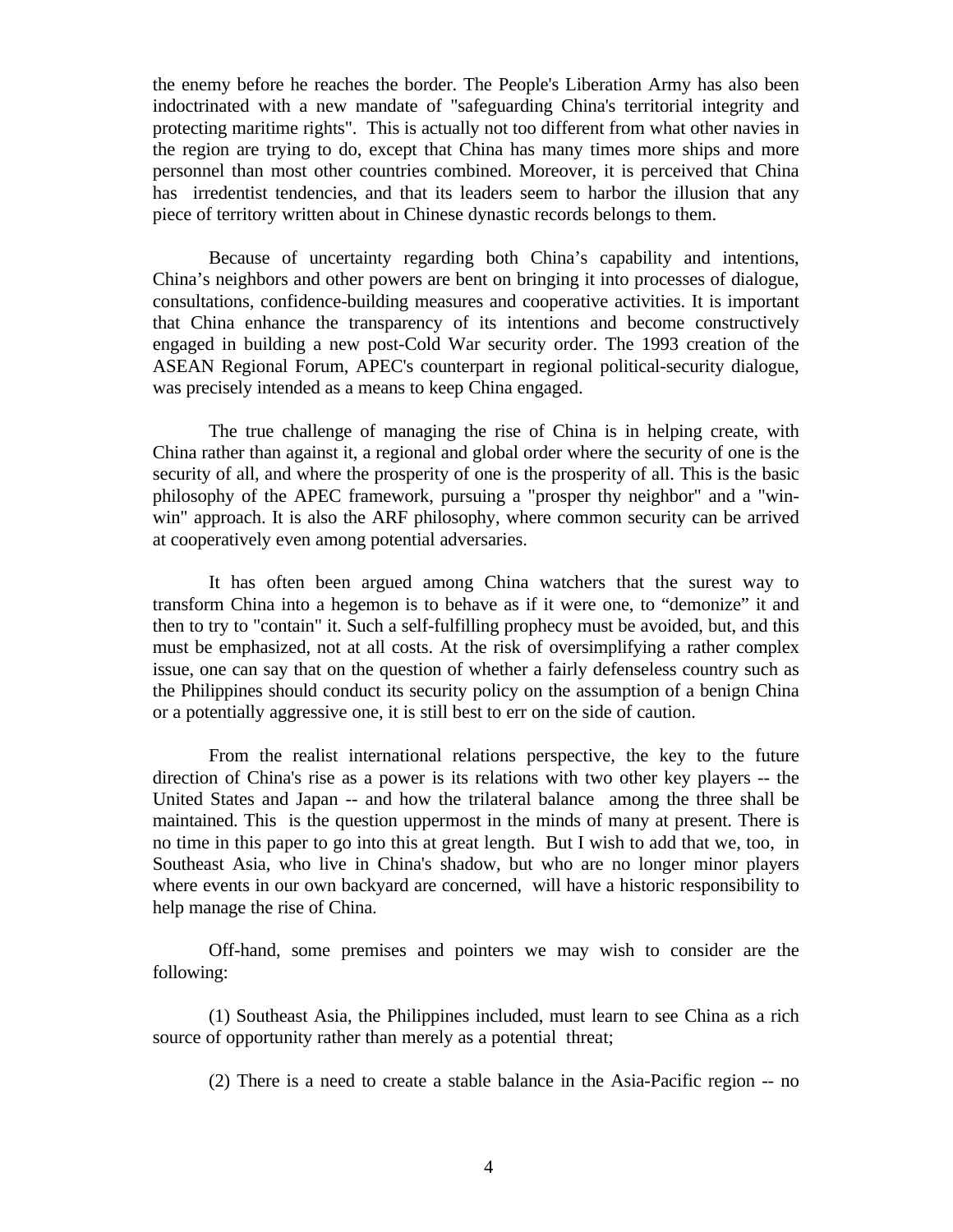the enemy before he reaches the border. The People's Liberation Army has also been indoctrinated with a new mandate of "safeguarding China's territorial integrity and protecting maritime rights". This is actually not too different from what other navies in the region are trying to do, except that China has many times more ships and more personnel than most other countries combined. Moreover, it is perceived that China has irredentist tendencies, and that its leaders seem to harbor the illusion that any piece of territory written about in Chinese dynastic records belongs to them.

Because of uncertainty regarding both China's capability and intentions, China's neighbors and other powers are bent on bringing it into processes of dialogue, consultations, confidence-building measures and cooperative activities. It is important that China enhance the transparency of its intentions and become constructively engaged in building a new post-Cold War security order. The 1993 creation of the ASEAN Regional Forum, APEC's counterpart in regional political-security dialogue, was precisely intended as a means to keep China engaged.

The true challenge of managing the rise of China is in helping create, with China rather than against it, a regional and global order where the security of one is the security of all, and where the prosperity of one is the prosperity of all. This is the basic philosophy of the APEC framework, pursuing a "prosper thy neighbor" and a "win-win" approach. It is also the ARF philosophy, where common security can be arrived at cooperatively even among potential adversaries.

It has often been argued among China watchers that the surest way to transform China into a hegemon is to behave as if it were one, to "demonize" it and then to try to "contain" it. Such a self-fulfilling prophecy must be avoided, but, and this must be emphasized, not at all costs. At the risk of oversimplifying a rather complex issue, one can say that on the question of whether a fairly defenseless country such as the Philippines should conduct its security policy on the assumption of a benign China or a potentially aggressive one, it is still best to err on the side of caution.

From the realist international relations perspective, the key to the future direction of China's rise as a power is its relations with two other key players -- the United States and Japan -- and how the trilateral balance among the three shall be maintained. This is the question uppermost in the minds of many at present. There is no time in this paper to go into this at great length. But I wish to add that we, too, in Southeast Asia, who live in China's shadow, but who are no longer minor players where events in our own backyard are concerned, will have a historic responsibility to help manage the rise of China.

Off-hand, some premises and pointers we may wish to consider are the following:

(1) Southeast Asia, the Philippines included, must learn to see China as a rich source of opportunity rather than merely as a potential threat;

(2) There is a need to create a stable balance in the Asia-Pacific region -- no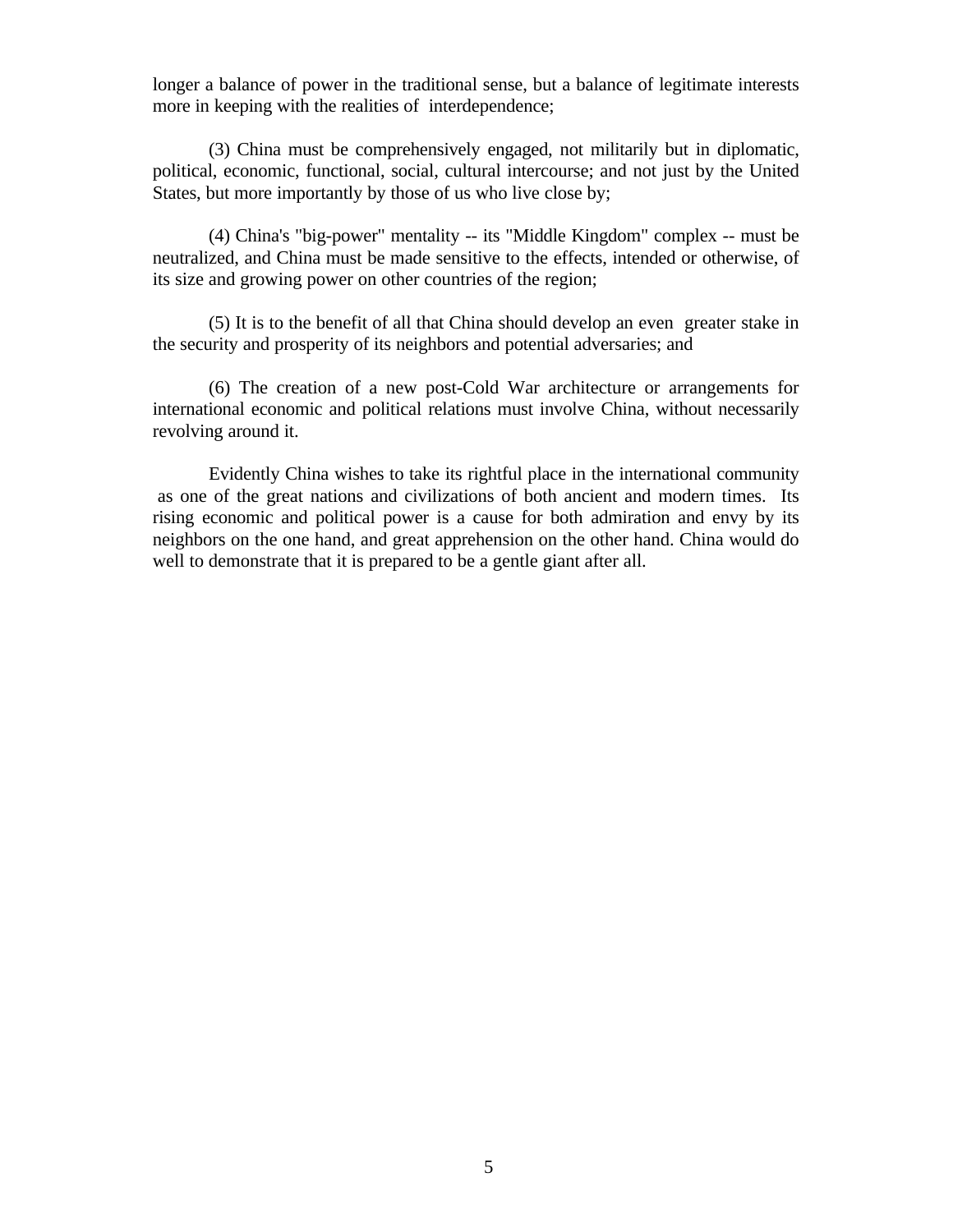longer a balance of power in the traditional sense, but a balance of legitimate interests more in keeping with the realities of interdependence;

(3) China must be comprehensively engaged, not militarily but in diplomatic, political, economic, functional, social, cultural intercourse; and not just by the United States, but more importantly by those of us who live close by;

(4) China's "big-power" mentality -- its "Middle Kingdom" complex -- must be neutralized, and China must be made sensitive to the effects, intended or otherwise, of its size and growing power on other countries of the region;

(5) It is to the benefit of all that China should develop an even greater stake in the security and prosperity of its neighbors and potential adversaries; and

(6) The creation of a new post-Cold War architecture or arrangements for international economic and political relations must involve China, without necessarily revolving around it.

Evidently China wishes to take its rightful place in the international community as one of the great nations and civilizations of both ancient and modern times. Its rising economic and political power is a cause for both admiration and envy by its neighbors on the one hand, and great apprehension on the other hand. China would do well to demonstrate that it is prepared to be a gentle giant after all.